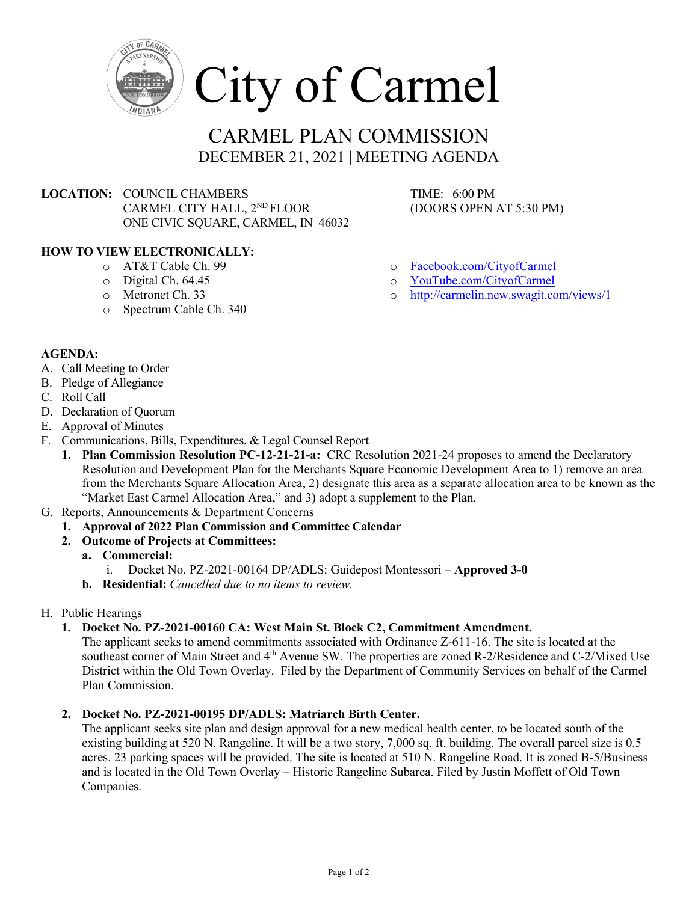# City of Carmel

## CARMEL PLAN COMMISSION

### DECEMBER 21, 2021 | MEETING AGENDA

**LOCATION:** COUNCIL CHAMBERS
CARMEL CITY HALL, 2ND FLOOR
ONE CIVIC SQUARE, CARMEL, IN 46032

TIME: 6:00 PM
(DOORS OPEN AT 5:30 PM)

**HOW TO VIEW ELECTRONICALLY:**

- AT&T Cable Ch. 99
- Digital Ch. 64.45
- Metronet Ch. 33
- Spectrum Cable Ch. 340
- Facebook.com/CityofCarmel
- YouTube.com/CityofCarmel
- http://carmelin.new.swagit.com/views/1

**AGENDA:**

A. Call Meeting to Order
B. Pledge of Allegiance
C. Roll Call
D. Declaration of Quorum
E. Approval of Minutes
F. Communications, Bills, Expenditures, & Legal Counsel Report
   1. **Plan Commission Resolution PC-12-21-21-a:** CRC Resolution 2021-24 proposes to amend the Declaratory Resolution and Development Plan for the Merchants Square Economic Development Area to 1) remove an area from the Merchants Square Allocation Area, 2) designate this area as a separate allocation area to be known as the "Market East Carmel Allocation Area," and 3) adopt a supplement to the Plan.
G. Reports, Announcements & Department Concerns
   1. **Approval of 2022 Plan Commission and Committee Calendar**
   2. **Outcome of Projects at Committees:**
      a. **Commercial:**
         i. Docket No. PZ-2021-00164 DP/ADLS: Guidepost Montessori – **Approved 3-0**
      b. **Residential:** *Cancelled due to no items to review.*
H. Public Hearings
   1. **Docket No. PZ-2021-00160 CA: West Main St. Block C2, Commitment Amendment.**
      The applicant seeks to amend commitments associated with Ordinance Z-611-16. The site is located at the southeast corner of Main Street and 4th Avenue SW. The properties are zoned R-2/Residence and C-2/Mixed Use District within the Old Town Overlay. Filed by the Department of Community Services on behalf of the Carmel Plan Commission.

   2. **Docket No. PZ-2021-00195 DP/ADLS: Matriarch Birth Center.**
      The applicant seeks site plan and design approval for a new medical health center, to be located south of the existing building at 520 N. Rangeline. It will be a two story, 7,000 sq. ft. building. The overall parcel size is 0.5 acres. 23 parking spaces will be provided. The site is located at 510 N. Rangeline Road. It is zoned B-5/Business and is located in the Old Town Overlay – Historic Rangeline Subarea. Filed by Justin Moffett of Old Town Companies.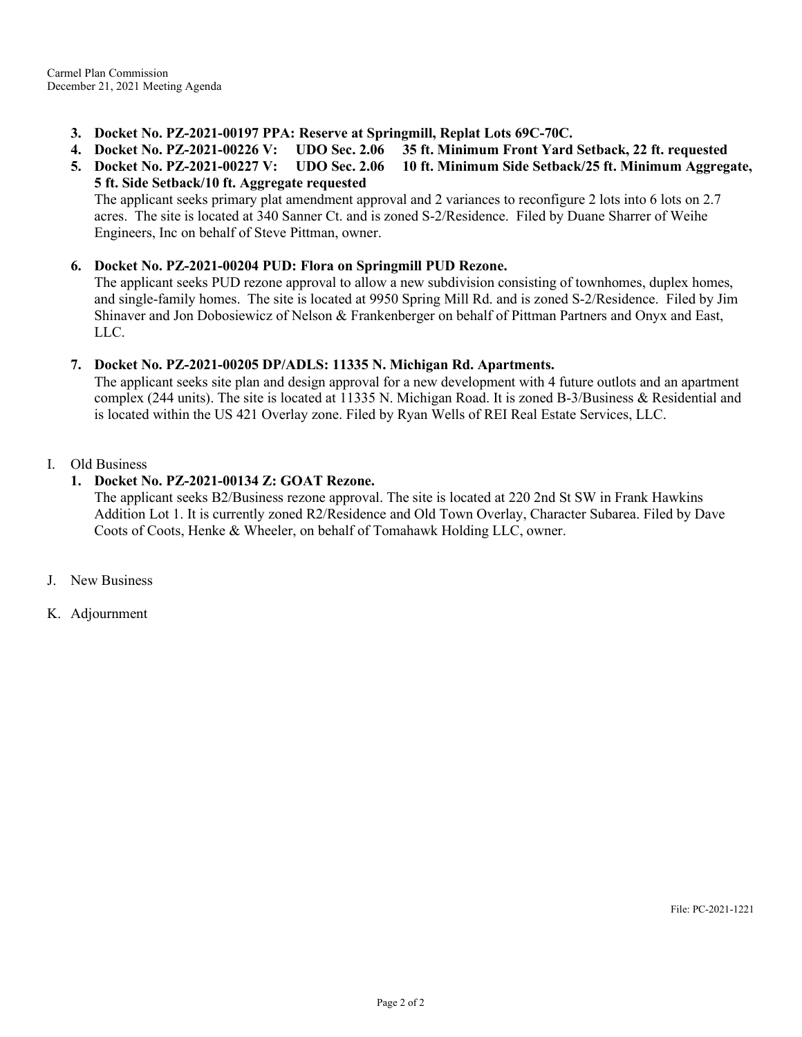3. **Docket No. PZ-2021-00197 PPA: Reserve at Springmill, Replat Lots 69C-70C.**
4. **Docket No. PZ-2021-00226 V: UDO Sec. 2.06 35 ft. Minimum Front Yard Setback, 22 ft. requested**
5. **Docket No. PZ-2021-00227 V: UDO Sec. 2.06 10 ft. Minimum Side Setback/25 ft. Minimum Aggregate, 5 ft. Side Setback/10 ft. Aggregate requested**

   The applicant seeks primary plat amendment approval and 2 variances to reconfigure 2 lots into 6 lots on 2.7 acres. The site is located at 340 Sanner Ct. and is zoned S-2/Residence. Filed by Duane Sharrer of Weihe Engineers, Inc on behalf of Steve Pittman, owner.

6. **Docket No. PZ-2021-00204 PUD: Flora on Springmill PUD Rezone.**

   The applicant seeks PUD rezone approval to allow a new subdivision consisting of townhomes, duplex homes, and single-family homes. The site is located at 9950 Spring Mill Rd. and is zoned S-2/Residence. Filed by Jim Shinaver and Jon Dobosiewicz of Nelson & Frankenberger on behalf of Pittman Partners and Onyx and East, LLC.

7. **Docket No. PZ-2021-00205 DP/ADLS: 11335 N. Michigan Rd. Apartments.**

   The applicant seeks site plan and design approval for a new development with 4 future outlots and an apartment complex (244 units). The site is located at 11335 N. Michigan Road. It is zoned B-3/Business & Residential and is located within the US 421 Overlay zone. Filed by Ryan Wells of REI Real Estate Services, LLC.

I. Old Business

1. **Docket No. PZ-2021-00134 Z: GOAT Rezone.**

   The applicant seeks B2/Business rezone approval. The site is located at 220 2nd St SW in Frank Hawkins Addition Lot 1. It is currently zoned R2/Residence and Old Town Overlay, Character Subarea. Filed by Dave Coots of Coots, Henke & Wheeler, on behalf of Tomahawk Holding LLC, owner.

J. New Business

K. Adjournment

File: PC-2021-1221